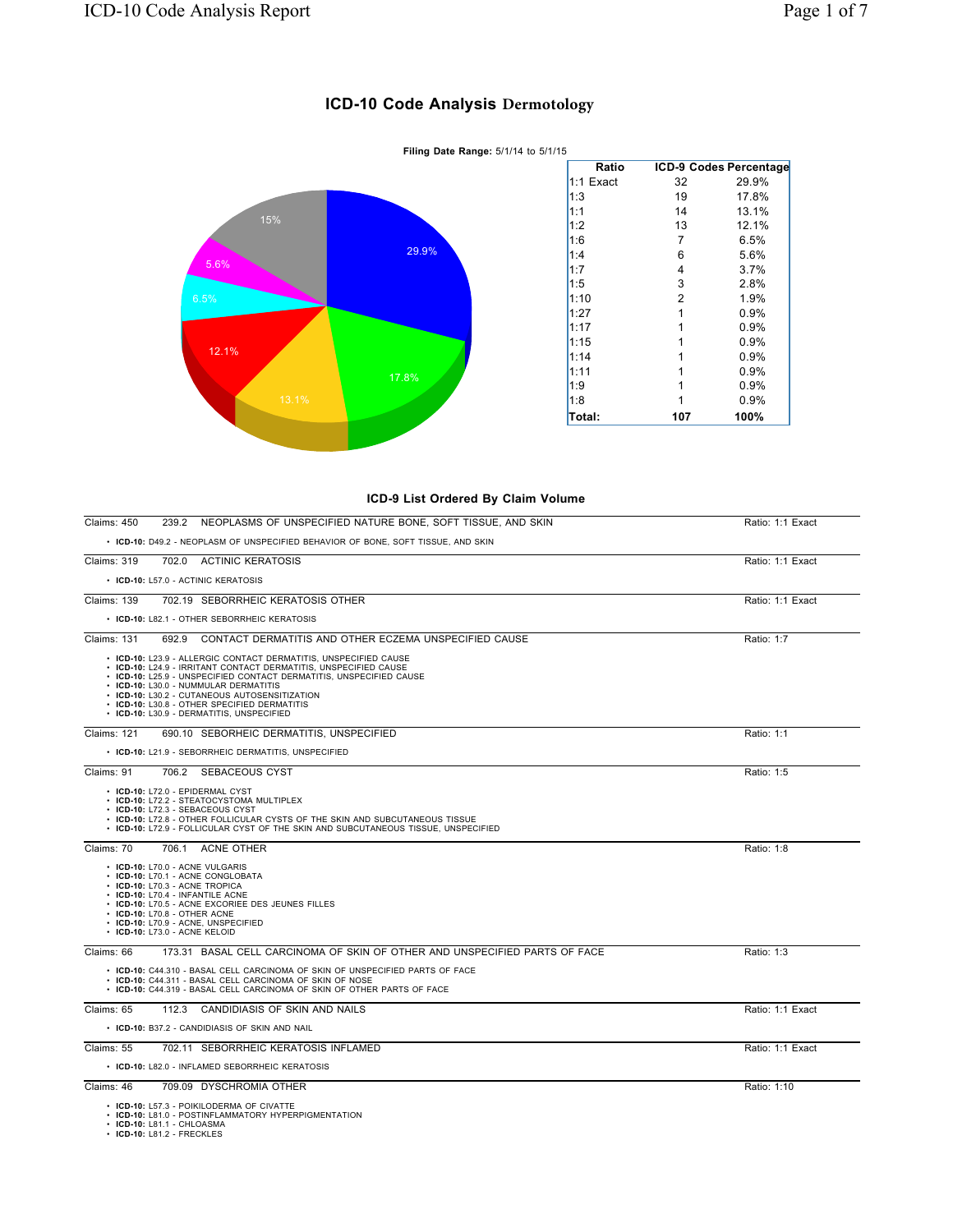# ICD-10 Code Analysis Dermotology

**Filing Date Range:** 5/1/14 to 5/1/15

| Ratio | ICD-9 Codes | Percentage |
|---|---|---|
| 1:1 Exact | 32 | 29.9% |
| 1:3 | 19 | 17.8% |
| 1:1 | 14 | 13.1% |
| 1:2 | 13 | 12.1% |
| 1:6 | 7 | 6.5% |
| 1:4 | 6 | 5.6% |
| 1:7 | 4 | 3.7% |
| 1:5 | 3 | 2.8% |
| 1:10 | 2 | 1.9% |
| 1:27 | 1 | 0.9% |
| 1:17 | 1 | 0.9% |
| 1:15 | 1 | 0.9% |
| 1:14 | 1 | 0.9% |
| 1:11 | 1 | 0.9% |
| 1:9 | 1 | 0.9% |
| 1:8 | 1 | 0.9% |
| **Total:** | **107** | **100%** |

## ICD-9 List Ordered By Claim Volume

Claims: 450 — 239.2 NEOPLASMS OF UNSPECIFIED NATURE BONE, SOFT TISSUE, AND SKIN — Ratio: 1:1 Exact

- **ICD-10:** D49.2 - NEOPLASM OF UNSPECIFIED BEHAVIOR OF BONE, SOFT TISSUE, AND SKIN

Claims: 319 — 702.0 ACTINIC KERATOSIS — Ratio: 1:1 Exact

- **ICD-10:** L57.0 - ACTINIC KERATOSIS

Claims: 139 — 702.19 SEBORRHEIC KERATOSIS OTHER — Ratio: 1:1 Exact

- **ICD-10:** L82.1 - OTHER SEBORRHEIC KERATOSIS

Claims: 131 — 692.9 CONTACT DERMATITIS AND OTHER ECZEMA UNSPECIFIED CAUSE — Ratio: 1:7

- **ICD-10:** L23.9 - ALLERGIC CONTACT DERMATITIS, UNSPECIFIED CAUSE
- **ICD-10:** L24.9 - IRRITANT CONTACT DERMATITIS, UNSPECIFIED CAUSE
- **ICD-10:** L25.9 - UNSPECIFIED CONTACT DERMATITIS, UNSPECIFIED CAUSE
- **ICD-10:** L30.0 - NUMMULAR DERMATITIS
- **ICD-10:** L30.2 - CUTANEOUS AUTOSENSITIZATION
- **ICD-10:** L30.8 - OTHER SPECIFIED DERMATITIS
- **ICD-10:** L30.9 - DERMATITIS, UNSPECIFIED

Claims: 121 — 690.10 SEBORHEIC DERMATITIS, UNSPECIFIED — Ratio: 1:1

- **ICD-10:** L21.9 - SEBORRHEIC DERMATITIS, UNSPECIFIED

Claims: 91 — 706.2 SEBACEOUS CYST — Ratio: 1:5

- **ICD-10:** L72.0 - EPIDERMAL CYST
- **ICD-10:** L72.2 - STEATOCYSTOMA MULTIPLEX
- **ICD-10:** L72.3 - SEBACEOUS CYST
- **ICD-10:** L72.8 - OTHER FOLLICULAR CYSTS OF THE SKIN AND SUBCUTANEOUS TISSUE
- **ICD-10:** L72.9 - FOLLICULAR CYST OF THE SKIN AND SUBCUTANEOUS TISSUE, UNSPECIFIED

Claims: 70 — 706.1 ACNE OTHER — Ratio: 1:8

- **ICD-10:** L70.0 - ACNE VULGARIS
- **ICD-10:** L70.1 - ACNE CONGLOBATA
- **ICD-10:** L70.3 - ACNE TROPICA
- **ICD-10:** L70.4 - INFANTILE ACNE
- **ICD-10:** L70.5 - ACNE EXCORIEE DES JEUNES FILLES
- **ICD-10:** L70.8 - OTHER ACNE
- **ICD-10:** L70.9 - ACNE, UNSPECIFIED
- **ICD-10:** L73.0 - ACNE KELOID

Claims: 66 — 173.31 BASAL CELL CARCINOMA OF SKIN OF OTHER AND UNSPECIFIED PARTS OF FACE — Ratio: 1:3

- **ICD-10:** C44.310 - BASAL CELL CARCINOMA OF SKIN OF UNSPECIFIED PARTS OF FACE
- **ICD-10:** C44.311 - BASAL CELL CARCINOMA OF SKIN OF NOSE
- **ICD-10:** C44.319 - BASAL CELL CARCINOMA OF SKIN OF OTHER PARTS OF FACE

Claims: 65 — 112.3 CANDIDIASIS OF SKIN AND NAILS — Ratio: 1:1 Exact

- **ICD-10:** B37.2 - CANDIDIASIS OF SKIN AND NAIL

Claims: 55 — 702.11 SEBORRHEIC KERATOSIS INFLAMED — Ratio: 1:1 Exact

- **ICD-10:** L82.0 - INFLAMED SEBORRHEIC KERATOSIS

Claims: 46 — 709.09 DYSCHROMIA OTHER — Ratio: 1:10

- **ICD-10:** L57.3 - POIKILODERMA OF CIVATTE
- **ICD-10:** L81.0 - POSTINFLAMMATORY HYPERPIGMENTATION
- **ICD-10:** L81.1 - CHLOASMA
- **ICD-10:** L81.2 - FRECKLES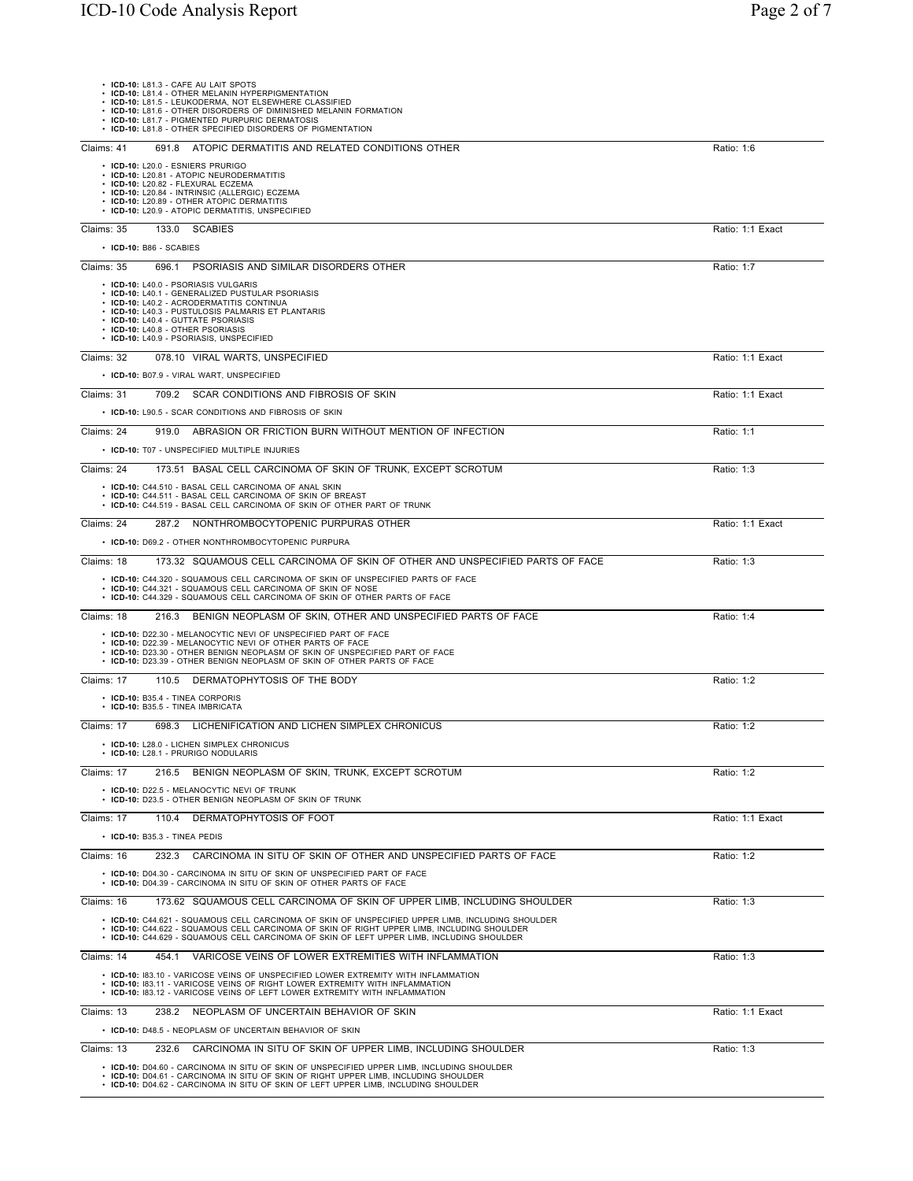- **ICD-10:** L81.3 - CAFE AU LAIT SPOTS
- **ICD-10:** L81.4 - OTHER MELANIN HYPERPIGMENTATION
- **ICD-10:** L81.5 - LEUKODERMA, NOT ELSEWHERE CLASSIFIED
- **ICD-10:** L81.6 - OTHER DISORDERS OF DIMINISHED MELANIN FORMATION
- **ICD-10:** L81.7 - PIGMENTED PURPURIC DERMATOSIS
- **ICD-10:** L81.8 - OTHER SPECIFIED DISORDERS OF PIGMENTATION

---

Claims: 41 | 691.8 ATOPIC DERMATITIS AND RELATED CONDITIONS OTHER | Ratio: 1:6

- **ICD-10:** L20.0 - ESNIERS PRURIGO
- **ICD-10:** L20.81 - ATOPIC NEURODERMATITIS
- **ICD-10:** L20.82 - FLEXURAL ECZEMA
- **ICD-10:** L20.84 - INTRINSIC (ALLERGIC) ECZEMA
- **ICD-10:** L20.89 - OTHER ATOPIC DERMATITIS
- **ICD-10:** L20.9 - ATOPIC DERMATITIS, UNSPECIFIED

---

Claims: 35 | 133.0 SCABIES | Ratio: 1:1 Exact

- **ICD-10:** B86 - SCABIES

---

Claims: 35 | 696.1 PSORIASIS AND SIMILAR DISORDERS OTHER | Ratio: 1:7

- **ICD-10:** L40.0 - PSORIASIS VULGARIS
- **ICD-10:** L40.1 - GENERALIZED PUSTULAR PSORIASIS
- **ICD-10:** L40.2 - ACRODERMATITIS CONTINUA
- **ICD-10:** L40.3 - PUSTULOSIS PALMARIS ET PLANTARIS
- **ICD-10:** L40.4 - GUTTATE PSORIASIS
- **ICD-10:** L40.8 - OTHER PSORIASIS
- **ICD-10:** L40.9 - PSORIASIS, UNSPECIFIED

---

Claims: 32 | 078.10 VIRAL WARTS, UNSPECIFIED | Ratio: 1:1 Exact

- **ICD-10:** B07.9 - VIRAL WART, UNSPECIFIED

---

Claims: 31 | 709.2 SCAR CONDITIONS AND FIBROSIS OF SKIN | Ratio: 1:1 Exact

- **ICD-10:** L90.5 - SCAR CONDITIONS AND FIBROSIS OF SKIN

---

Claims: 24 | 919.0 ABRASION OR FRICTION BURN WITHOUT MENTION OF INFECTION | Ratio: 1:1

- **ICD-10:** T07 - UNSPECIFIED MULTIPLE INJURIES

---

Claims: 24 | 173.51 BASAL CELL CARCINOMA OF SKIN OF TRUNK, EXCEPT SCROTUM | Ratio: 1:3

- **ICD-10:** C44.510 - BASAL CELL CARCINOMA OF ANAL SKIN
- **ICD-10:** C44.511 - BASAL CELL CARCINOMA OF SKIN OF BREAST
- **ICD-10:** C44.519 - BASAL CELL CARCINOMA OF SKIN OF OTHER PART OF TRUNK

---

Claims: 24 | 287.2 NONTHROMBOCYTOPENIC PURPURAS OTHER | Ratio: 1:1 Exact

- **ICD-10:** D69.2 - OTHER NONTHROMBOCYTOPENIC PURPURA

---

Claims: 18 | 173.32 SQUAMOUS CELL CARCINOMA OF SKIN OF OTHER AND UNSPECIFIED PARTS OF FACE | Ratio: 1:3

- **ICD-10:** C44.320 - SQUAMOUS CELL CARCINOMA OF SKIN OF UNSPECIFIED PARTS OF FACE
- **ICD-10:** C44.321 - SQUAMOUS CELL CARCINOMA OF SKIN OF NOSE
- **ICD-10:** C44.329 - SQUAMOUS CELL CARCINOMA OF SKIN OF OTHER PARTS OF FACE

---

Claims: 18 | 216.3 BENIGN NEOPLASM OF SKIN, OTHER AND UNSPECIFIED PARTS OF FACE | Ratio: 1:4

- **ICD-10:** D22.30 - MELANOCYTIC NEVI OF UNSPECIFIED PART OF FACE
- **ICD-10:** D22.39 - MELANOCYTIC NEVI OF OTHER PARTS OF FACE
- **ICD-10:** D23.30 - OTHER BENIGN NEOPLASM OF SKIN OF UNSPECIFIED PART OF FACE
- **ICD-10:** D23.39 - OTHER BENIGN NEOPLASM OF SKIN OF OTHER PARTS OF FACE

---

Claims: 17 | 110.5 DERMATOPHYTOSIS OF THE BODY | Ratio: 1:2

- **ICD-10:** B35.4 - TINEA CORPORIS
- **ICD-10:** B35.5 - TINEA IMBRICATA

---

Claims: 17 | 698.3 LICHENIFICATION AND LICHEN SIMPLEX CHRONICUS | Ratio: 1:2

- **ICD-10:** L28.0 - LICHEN SIMPLEX CHRONICUS
- **ICD-10:** L28.1 - PRURIGO NODULARIS

---

Claims: 17 | 216.5 BENIGN NEOPLASM OF SKIN, TRUNK, EXCEPT SCROTUM | Ratio: 1:2

- **ICD-10:** D22.5 - MELANOCYTIC NEVI OF TRUNK
- **ICD-10:** D23.5 - OTHER BENIGN NEOPLASM OF SKIN OF TRUNK

---

Claims: 17 | 110.4 DERMATOPHYTOSIS OF FOOT | Ratio: 1:1 Exact

- **ICD-10:** B35.3 - TINEA PEDIS

---

Claims: 16 | 232.3 CARCINOMA IN SITU OF SKIN OF OTHER AND UNSPECIFIED PARTS OF FACE | Ratio: 1:2

- **ICD-10:** D04.30 - CARCINOMA IN SITU OF SKIN OF UNSPECIFIED PART OF FACE
- **ICD-10:** D04.39 - CARCINOMA IN SITU OF SKIN OF OTHER PARTS OF FACE

---

Claims: 16 | 173.62 SQUAMOUS CELL CARCINOMA OF SKIN OF UPPER LIMB, INCLUDING SHOULDER | Ratio: 1:3

- **ICD-10:** C44.621 - SQUAMOUS CELL CARCINOMA OF SKIN OF UNSPECIFIED UPPER LIMB, INCLUDING SHOULDER
- **ICD-10:** C44.622 - SQUAMOUS CELL CARCINOMA OF SKIN OF RIGHT UPPER LIMB, INCLUDING SHOULDER
- **ICD-10:** C44.629 - SQUAMOUS CELL CARCINOMA OF SKIN OF LEFT UPPER LIMB, INCLUDING SHOULDER

---

Claims: 14 | 454.1 VARICOSE VEINS OF LOWER EXTREMITIES WITH INFLAMMATION | Ratio: 1:3

- **ICD-10:** I83.10 - VARICOSE VEINS OF UNSPECIFIED LOWER EXTREMITY WITH INFLAMMATION
- **ICD-10:** I83.11 - VARICOSE VEINS OF RIGHT LOWER EXTREMITY WITH INFLAMMATION
- **ICD-10:** I83.12 - VARICOSE VEINS OF LEFT LOWER EXTREMITY WITH INFLAMMATION

---

Claims: 13 | 238.2 NEOPLASM OF UNCERTAIN BEHAVIOR OF SKIN | Ratio: 1:1 Exact

- **ICD-10:** D48.5 - NEOPLASM OF UNCERTAIN BEHAVIOR OF SKIN

---

Claims: 13 | 232.6 CARCINOMA IN SITU OF SKIN OF UPPER LIMB, INCLUDING SHOULDER | Ratio: 1:3

- **ICD-10:** D04.60 - CARCINOMA IN SITU OF SKIN OF UNSPECIFIED UPPER LIMB, INCLUDING SHOULDER
- **ICD-10:** D04.61 - CARCINOMA IN SITU OF SKIN OF RIGHT UPPER LIMB, INCLUDING SHOULDER
- **ICD-10:** D04.62 - CARCINOMA IN SITU OF SKIN OF LEFT UPPER LIMB, INCLUDING SHOULDER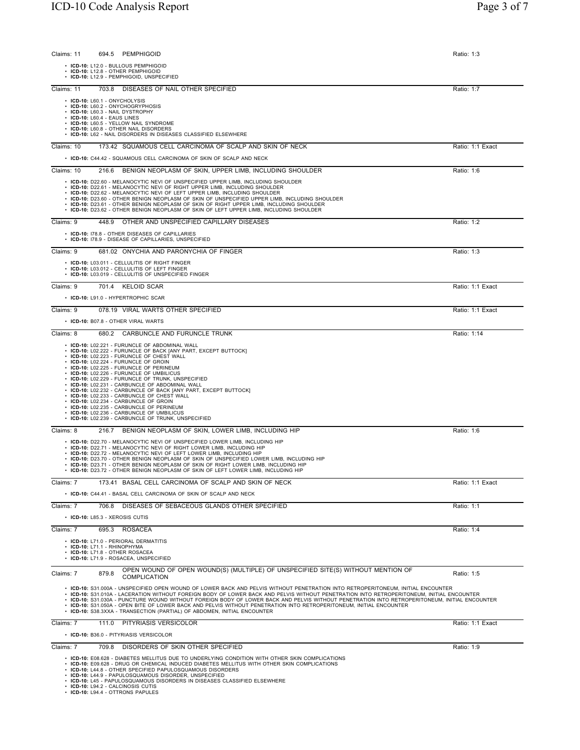Claims: 11 &nbsp; 694.5 &nbsp; PEMPHIGOID &nbsp; Ratio: 1:3

- **ICD-10:** L12.0 - BULLOUS PEMPHIGOID
- **ICD-10:** L12.8 - OTHER PEMPHIGOID
- **ICD-10:** L12.9 - PEMPHIGOID, UNSPECIFIED

---

Claims: 11 &nbsp; 703.8 &nbsp; DISEASES OF NAIL OTHER SPECIFIED &nbsp; Ratio: 1:7

- **ICD-10:** L60.1 - ONYCHOLYSIS
- **ICD-10:** L60.2 - ONYCHOGRYPHOSIS
- **ICD-10:** L60.3 - NAIL DYSTROPHY
- **ICD-10:** L60.4 - EAUS LINES
- **ICD-10:** L60.5 - YELLOW NAIL SYNDROME
- **ICD-10:** L60.8 - OTHER NAIL DISORDERS
- **ICD-10:** L62 - NAIL DISORDERS IN DISEASES CLASSIFIED ELSEWHERE

---

Claims: 10 &nbsp; 173.42 &nbsp; SQUAMOUS CELL CARCINOMA OF SCALP AND SKIN OF NECK &nbsp; Ratio: 1:1 Exact

- **ICD-10:** C44.42 - SQUAMOUS CELL CARCINOMA OF SKIN OF SCALP AND NECK

---

Claims: 10 &nbsp; 216.6 &nbsp; BENIGN NEOPLASM OF SKIN, UPPER LIMB, INCLUDING SHOULDER &nbsp; Ratio: 1:6

- **ICD-10:** D22.60 - MELANOCYTIC NEVI OF UNSPECIFIED UPPER LIMB, INCLUDING SHOULDER
- **ICD-10:** D22.61 - MELANOCYTIC NEVI OF RIGHT UPPER LIMB, INCLUDING SHOULDER
- **ICD-10:** D22.62 - MELANOCYTIC NEVI OF LEFT UPPER LIMB, INCLUDING SHOULDER
- **ICD-10:** D23.60 - OTHER BENIGN NEOPLASM OF SKIN OF UNSPECIFIED UPPER LIMB, INCLUDING SHOULDER
- **ICD-10:** D23.61 - OTHER BENIGN NEOPLASM OF SKIN OF RIGHT UPPER LIMB, INCLUDING SHOULDER
- **ICD-10:** D23.62 - OTHER BENIGN NEOPLASM OF SKIN OF LEFT UPPER LIMB, INCLUDING SHOULDER

---

Claims: 9 &nbsp; 448.9 &nbsp; OTHER AND UNSPECIFIED CAPILLARY DISEASES &nbsp; Ratio: 1:2

- **ICD-10:** I78.8 - OTHER DISEASES OF CAPILLARIES
- **ICD-10:** I78.9 - DISEASE OF CAPILLARIES, UNSPECIFIED

---

Claims: 9 &nbsp; 681.02 &nbsp; ONYCHIA AND PARONYCHIA OF FINGER &nbsp; Ratio: 1:3

- **ICD-10:** L03.011 - CELLULITIS OF RIGHT FINGER
- **ICD-10:** L03.012 - CELLULITIS OF LEFT FINGER
- **ICD-10:** L03.019 - CELLULITIS OF UNSPECIFIED FINGER

---

Claims: 9 &nbsp; 701.4 &nbsp; KELOID SCAR &nbsp; Ratio: 1:1 Exact

- **ICD-10:** L91.0 - HYPERTROPHIC SCAR

---

Claims: 9 &nbsp; 078.19 &nbsp; VIRAL WARTS OTHER SPECIFIED &nbsp; Ratio: 1:1 Exact

- **ICD-10:** B07.8 - OTHER VIRAL WARTS

---

Claims: 8 &nbsp; 680.2 &nbsp; CARBUNCLE AND FURUNCLE TRUNK &nbsp; Ratio: 1:14

- **ICD-10:** L02.221 - FURUNCLE OF ABDOMINAL WALL
- **ICD-10:** L02.222 - FURUNCLE OF BACK [ANY PART, EXCEPT BUTTOCK]
- **ICD-10:** L02.223 - FURUNCLE OF CHEST WALL
- **ICD-10:** L02.224 - FURUNCLE OF GROIN
- **ICD-10:** L02.225 - FURUNCLE OF PERINEUM
- **ICD-10:** L02.226 - FURUNCLE OF UMBILICUS
- **ICD-10:** L02.229 - FURUNCLE OF TRUNK, UNSPECIFIED
- **ICD-10:** L02.231 - CARBUNCLE OF ABDOMINAL WALL
- **ICD-10:** L02.232 - CARBUNCLE OF BACK [ANY PART, EXCEPT BUTTOCK]
- **ICD-10:** L02.233 - CARBUNCLE OF CHEST WALL
- **ICD-10:** L02.234 - CARBUNCLE OF GROIN
- **ICD-10:** L02.235 - CARBUNCLE OF PERINEUM
- **ICD-10:** L02.236 - CARBUNCLE OF UMBILICUS
- **ICD-10:** L02.239 - CARBUNCLE OF TRUNK, UNSPECIFIED

---

Claims: 8 &nbsp; 216.7 &nbsp; BENIGN NEOPLASM OF SKIN, LOWER LIMB, INCLUDING HIP &nbsp; Ratio: 1:6

- **ICD-10:** D22.70 - MELANOCYTIC NEVI OF UNSPECIFIED LOWER LIMB, INCLUDING HIP
- **ICD-10:** D22.71 - MELANOCYTIC NEVI OF RIGHT LOWER LIMB, INCLUDING HIP
- **ICD-10:** D22.72 - MELANOCYTIC NEVI OF LEFT LOWER LIMB, INCLUDING HIP
- **ICD-10:** D23.70 - OTHER BENIGN NEOPLASM OF SKIN OF UNSPECIFIED LOWER LIMB, INCLUDING HIP
- **ICD-10:** D23.71 - OTHER BENIGN NEOPLASM OF SKIN OF RIGHT LOWER LIMB, INCLUDING HIP
- **ICD-10:** D23.72 - OTHER BENIGN NEOPLASM OF SKIN OF LEFT LOWER LIMB, INCLUDING HIP

---

Claims: 7 &nbsp; 173.41 &nbsp; BASAL CELL CARCINOMA OF SCALP AND SKIN OF NECK &nbsp; Ratio: 1:1 Exact

- **ICD-10:** C44.41 - BASAL CELL CARCINOMA OF SKIN OF SCALP AND NECK

---

Claims: 7 &nbsp; 706.8 &nbsp; DISEASES OF SEBACEOUS GLANDS OTHER SPECIFIED &nbsp; Ratio: 1:1

- **ICD-10:** L85.3 - XEROSIS CUTIS

---

Claims: 7 &nbsp; 695.3 &nbsp; ROSACEA &nbsp; Ratio: 1:4

- **ICD-10:** L71.0 - PERIORAL DERMATITIS
- **ICD-10:** L71.1 - RHINOPHYMA
- **ICD-10:** L71.8 - OTHER ROSACEA
- **ICD-10:** L71.9 - ROSACEA, UNSPECIFIED

---

Claims: 7 &nbsp; 879.8 &nbsp; OPEN WOUND OF OPEN WOUND(S) (MULTIPLE) OF UNSPECIFIED SITE(S) WITHOUT MENTION OF COMPLICATION &nbsp; Ratio: 1:5

- **ICD-10:** S31.000A - UNSPECIFIED OPEN WOUND OF LOWER BACK AND PELVIS WITHOUT PENETRATION INTO RETROPERITONEUM, INITIAL ENCOUNTER
- **ICD-10:** S31.010A - LACERATION WITHOUT FOREIGN BODY OF LOWER BACK AND PELVIS WITHOUT PENETRATION INTO RETROPERITONEUM, INITIAL ENCOUNTER
- **ICD-10:** S31.030A - PUNCTURE WOUND WITHOUT FOREIGN BODY OF LOWER BACK AND PELVIS WITHOUT PENETRATION INTO RETROPERITONEUM, INITIAL ENCOUNTER
- **ICD-10:** S31.050A - OPEN BITE OF LOWER BACK AND PELVIS WITHOUT PENETRATION INTO RETROPERITONEUM, INITIAL ENCOUNTER
- **ICD-10:** S38.3XXA - TRANSECTION (PARTIAL) OF ABDOMEN, INITIAL ENCOUNTER

---

Claims: 7 &nbsp; 111.0 &nbsp; PITYRIASIS VERSICOLOR &nbsp; Ratio: 1:1 Exact

- **ICD-10:** B36.0 - PITYRIASIS VERSICOLOR

---

Claims: 7 &nbsp; 709.8 &nbsp; DISORDERS OF SKIN OTHER SPECIFIED &nbsp; Ratio: 1:9

- **ICD-10:** E08.628 - DIABETES MELLITUS DUE TO UNDERLYING CONDITION WITH OTHER SKIN COMPLICATIONS
- **ICD-10:** E09.628 - DRUG OR CHEMICAL INDUCED DIABETES MELLITUS WITH OTHER SKIN COMPLICATIONS
- **ICD-10:** L44.8 - OTHER SPECIFIED PAPULOSQUAMOUS DISORDERS
- **ICD-10:** L44.9 - PAPULOSQUAMOUS DISORDER, UNSPECIFIED
- **ICD-10:** L45 - PAPULOSQUAMOUS DISORDERS IN DISEASES CLASSIFIED ELSEWHERE
- **ICD-10:** L94.2 - CALCINOSIS CUTIS
- **ICD-10:** L94.4 - OTTRONS PAPULES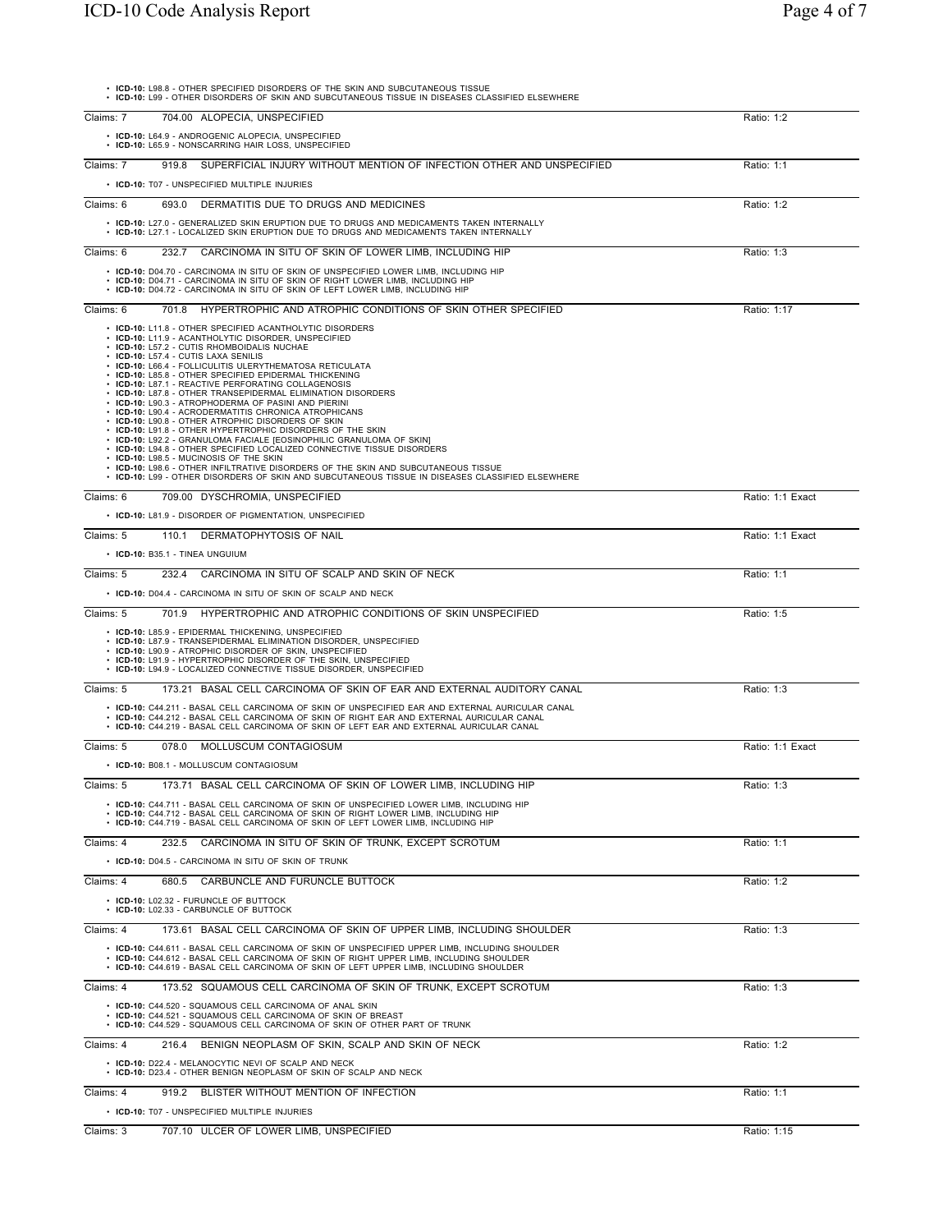- **ICD-10:** L98.8 - OTHER SPECIFIED DISORDERS OF THE SKIN AND SUBCUTANEOUS TISSUE
- **ICD-10:** L99 - OTHER DISORDERS OF SKIN AND SUBCUTANEOUS TISSUE IN DISEASES CLASSIFIED ELSEWHERE

---

Claims: 7 — 704.00 ALOPECIA, UNSPECIFIED — Ratio: 1:2

- **ICD-10:** L64.9 - ANDROGENIC ALOPECIA, UNSPECIFIED
- **ICD-10:** L65.9 - NONSCARRING HAIR LOSS, UNSPECIFIED

---

Claims: 7 — 919.8 SUPERFICIAL INJURY WITHOUT MENTION OF INFECTION OTHER AND UNSPECIFIED — Ratio: 1:1

- **ICD-10:** T07 - UNSPECIFIED MULTIPLE INJURIES

---

Claims: 6 — 693.0 DERMATITIS DUE TO DRUGS AND MEDICINES — Ratio: 1:2

- **ICD-10:** L27.0 - GENERALIZED SKIN ERUPTION DUE TO DRUGS AND MEDICAMENTS TAKEN INTERNALLY
- **ICD-10:** L27.1 - LOCALIZED SKIN ERUPTION DUE TO DRUGS AND MEDICAMENTS TAKEN INTERNALLY

---

Claims: 6 — 232.7 CARCINOMA IN SITU OF SKIN OF LOWER LIMB, INCLUDING HIP — Ratio: 1:3

- **ICD-10:** D04.70 - CARCINOMA IN SITU OF SKIN OF UNSPECIFIED LOWER LIMB, INCLUDING HIP
- **ICD-10:** D04.71 - CARCINOMA IN SITU OF SKIN OF RIGHT LOWER LIMB, INCLUDING HIP
- **ICD-10:** D04.72 - CARCINOMA IN SITU OF SKIN OF LEFT LOWER LIMB, INCLUDING HIP

---

Claims: 6 — 701.8 HYPERTROPHIC AND ATROPHIC CONDITIONS OF SKIN OTHER SPECIFIED — Ratio: 1:17

- **ICD-10:** L11.8 - OTHER SPECIFIED ACANTHOLYTIC DISORDERS
- **ICD-10:** L11.9 - ACANTHOLYTIC DISORDER, UNSPECIFIED
- **ICD-10:** L57.2 - CUTIS RHOMBOIDALIS NUCHAE
- **ICD-10:** L57.4 - CUTIS LAXA SENILIS
- **ICD-10:** L66.4 - FOLLICULITIS ULERYTHEMATOSA RETICULATA
- **ICD-10:** L85.8 - OTHER SPECIFIED EPIDERMAL THICKENING
- **ICD-10:** L87.1 - REACTIVE PERFORATING COLLAGENOSIS
- **ICD-10:** L87.8 - OTHER TRANSEPIDERMAL ELIMINATION DISORDERS
- **ICD-10:** L90.3 - ATROPHODERMA OF PASINI AND PIERINI
- **ICD-10:** L90.4 - ACRODERMATITIS CHRONICA ATROPHICANS
- **ICD-10:** L90.8 - OTHER ATROPHIC DISORDERS OF SKIN
- **ICD-10:** L91.8 - OTHER HYPERTROPHIC DISORDERS OF THE SKIN
- **ICD-10:** L92.2 - GRANULOMA FACIALE [EOSINOPHILIC GRANULOMA OF SKIN]
- **ICD-10:** L94.8 - OTHER SPECIFIED LOCALIZED CONNECTIVE TISSUE DISORDERS
- **ICD-10:** L98.5 - MUCINOSIS OF THE SKIN
- **ICD-10:** L98.6 - OTHER INFILTRATIVE DISORDERS OF THE SKIN AND SUBCUTANEOUS TISSUE
- **ICD-10:** L99 - OTHER DISORDERS OF SKIN AND SUBCUTANEOUS TISSUE IN DISEASES CLASSIFIED ELSEWHERE

---

Claims: 6 — 709.00 DYSCHROMIA, UNSPECIFIED — Ratio: 1:1 Exact

- **ICD-10:** L81.9 - DISORDER OF PIGMENTATION, UNSPECIFIED

---

Claims: 5 — 110.1 DERMATOPHYTOSIS OF NAIL — Ratio: 1:1 Exact

- **ICD-10:** B35.1 - TINEA UNGUIUM

---

Claims: 5 — 232.4 CARCINOMA IN SITU OF SCALP AND SKIN OF NECK — Ratio: 1:1

- **ICD-10:** D04.4 - CARCINOMA IN SITU OF SKIN OF SCALP AND NECK

---

Claims: 5 — 701.9 HYPERTROPHIC AND ATROPHIC CONDITIONS OF SKIN UNSPECIFIED — Ratio: 1:5

- **ICD-10:** L85.9 - EPIDERMAL THICKENING, UNSPECIFIED
- **ICD-10:** L87.9 - TRANSEPIDERMAL ELIMINATION DISORDER, UNSPECIFIED
- **ICD-10:** L90.9 - ATROPHIC DISORDER OF SKIN, UNSPECIFIED
- **ICD-10:** L91.9 - HYPERTROPHIC DISORDER OF THE SKIN, UNSPECIFIED
- **ICD-10:** L94.9 - LOCALIZED CONNECTIVE TISSUE DISORDER, UNSPECIFIED

---

Claims: 5 — 173.21 BASAL CELL CARCINOMA OF SKIN OF EAR AND EXTERNAL AUDITORY CANAL — Ratio: 1:3

- **ICD-10:** C44.211 - BASAL CELL CARCINOMA OF SKIN OF UNSPECIFIED EAR AND EXTERNAL AURICULAR CANAL
- **ICD-10:** C44.212 - BASAL CELL CARCINOMA OF SKIN OF RIGHT EAR AND EXTERNAL AURICULAR CANAL
- **ICD-10:** C44.219 - BASAL CELL CARCINOMA OF SKIN OF LEFT EAR AND EXTERNAL AURICULAR CANAL

---

Claims: 5 — 078.0 MOLLUSCUM CONTAGIOSUM — Ratio: 1:1 Exact

- **ICD-10:** B08.1 - MOLLUSCUM CONTAGIOSUM

---

Claims: 5 — 173.71 BASAL CELL CARCINOMA OF SKIN OF LOWER LIMB, INCLUDING HIP — Ratio: 1:3

- **ICD-10:** C44.711 - BASAL CELL CARCINOMA OF SKIN OF UNSPECIFIED LOWER LIMB, INCLUDING HIP
- **ICD-10:** C44.712 - BASAL CELL CARCINOMA OF SKIN OF RIGHT LOWER LIMB, INCLUDING HIP
- **ICD-10:** C44.719 - BASAL CELL CARCINOMA OF SKIN OF LEFT LOWER LIMB, INCLUDING HIP

---

Claims: 4 — 232.5 CARCINOMA IN SITU OF SKIN OF TRUNK, EXCEPT SCROTUM — Ratio: 1:1

- **ICD-10:** D04.5 - CARCINOMA IN SITU OF SKIN OF TRUNK

---

Claims: 4 — 680.5 CARBUNCLE AND FURUNCLE BUTTOCK — Ratio: 1:2

- **ICD-10:** L02.32 - FURUNCLE OF BUTTOCK
- **ICD-10:** L02.33 - CARBUNCLE OF BUTTOCK

---

Claims: 4 — 173.61 BASAL CELL CARCINOMA OF SKIN OF UPPER LIMB, INCLUDING SHOULDER — Ratio: 1:3

- **ICD-10:** C44.611 - BASAL CELL CARCINOMA OF SKIN OF UNSPECIFIED UPPER LIMB, INCLUDING SHOULDER
- **ICD-10:** C44.612 - BASAL CELL CARCINOMA OF SKIN OF RIGHT UPPER LIMB, INCLUDING SHOULDER
- **ICD-10:** C44.619 - BASAL CELL CARCINOMA OF SKIN OF LEFT UPPER LIMB, INCLUDING SHOULDER

---

Claims: 4 — 173.52 SQUAMOUS CELL CARCINOMA OF SKIN OF TRUNK, EXCEPT SCROTUM — Ratio: 1:3

- **ICD-10:** C44.520 - SQUAMOUS CELL CARCINOMA OF ANAL SKIN
- **ICD-10:** C44.521 - SQUAMOUS CELL CARCINOMA OF SKIN OF BREAST
- **ICD-10:** C44.529 - SQUAMOUS CELL CARCINOMA OF SKIN OF OTHER PART OF TRUNK

---

Claims: 4 — 216.4 BENIGN NEOPLASM OF SKIN, SCALP AND SKIN OF NECK — Ratio: 1:2

- **ICD-10:** D22.4 - MELANOCYTIC NEVI OF SCALP AND NECK
- **ICD-10:** D23.4 - OTHER BENIGN NEOPLASM OF SKIN OF SCALP AND NECK

---

Claims: 4 — 919.2 BLISTER WITHOUT MENTION OF INFECTION — Ratio: 1:1

- **ICD-10:** T07 - UNSPECIFIED MULTIPLE INJURIES

---

Claims: 3 — 707.10 ULCER OF LOWER LIMB, UNSPECIFIED — Ratio: 1:15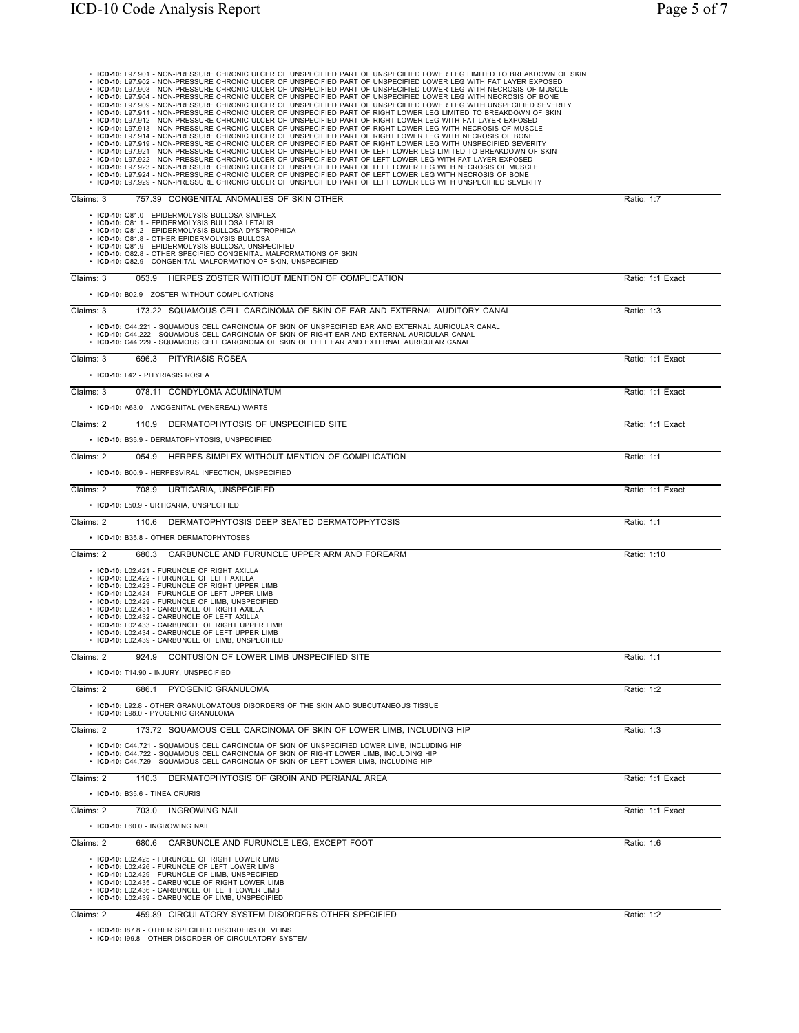- **ICD-10:** L97.901 - NON-PRESSURE CHRONIC ULCER OF UNSPECIFIED PART OF UNSPECIFIED LOWER LEG LIMITED TO BREAKDOWN OF SKIN
- **ICD-10:** L97.902 - NON-PRESSURE CHRONIC ULCER OF UNSPECIFIED PART OF UNSPECIFIED LOWER LEG WITH FAT LAYER EXPOSED
- **ICD-10:** L97.903 - NON-PRESSURE CHRONIC ULCER OF UNSPECIFIED PART OF UNSPECIFIED LOWER LEG WITH NECROSIS OF MUSCLE
- **ICD-10:** L97.904 - NON-PRESSURE CHRONIC ULCER OF UNSPECIFIED PART OF UNSPECIFIED LOWER LEG WITH NECROSIS OF BONE
- **ICD-10:** L97.909 - NON-PRESSURE CHRONIC ULCER OF UNSPECIFIED PART OF UNSPECIFIED LOWER LEG WITH UNSPECIFIED SEVERITY
- **ICD-10:** L97.911 - NON-PRESSURE CHRONIC ULCER OF UNSPECIFIED PART OF RIGHT LOWER LEG LIMITED TO BREAKDOWN OF SKIN
- **ICD-10:** L97.912 - NON-PRESSURE CHRONIC ULCER OF UNSPECIFIED PART OF RIGHT LOWER LEG WITH FAT LAYER EXPOSED
- **ICD-10:** L97.913 - NON-PRESSURE CHRONIC ULCER OF UNSPECIFIED PART OF RIGHT LOWER LEG WITH NECROSIS OF MUSCLE
- **ICD-10:** L97.914 - NON-PRESSURE CHRONIC ULCER OF UNSPECIFIED PART OF RIGHT LOWER LEG WITH NECROSIS OF BONE
- **ICD-10:** L97.919 - NON-PRESSURE CHRONIC ULCER OF UNSPECIFIED PART OF RIGHT LOWER LEG WITH UNSPECIFIED SEVERITY
- **ICD-10:** L97.921 - NON-PRESSURE CHRONIC ULCER OF UNSPECIFIED PART OF LEFT LOWER LEG LIMITED TO BREAKDOWN OF SKIN
- **ICD-10:** L97.922 - NON-PRESSURE CHRONIC ULCER OF UNSPECIFIED PART OF LEFT LOWER LEG WITH FAT LAYER EXPOSED
- **ICD-10:** L97.923 - NON-PRESSURE CHRONIC ULCER OF UNSPECIFIED PART OF LEFT LOWER LEG WITH NECROSIS OF MUSCLE
- **ICD-10:** L97.924 - NON-PRESSURE CHRONIC ULCER OF UNSPECIFIED PART OF LEFT LOWER LEG WITH NECROSIS OF BONE
- **ICD-10:** L97.929 - NON-PRESSURE CHRONIC ULCER OF UNSPECIFIED PART OF LEFT LOWER LEG WITH UNSPECIFIED SEVERITY

---

Claims: 3 757.39 CONGENITAL ANOMALIES OF SKIN OTHER — Ratio: 1:7

- **ICD-10:** Q81.0 - EPIDERMOLYSIS BULLOSA SIMPLEX
- **ICD-10:** Q81.1 - EPIDERMOLYSIS BULLOSA LETALIS
- **ICD-10:** Q81.2 - EPIDERMOLYSIS BULLOSA DYSTROPHICA
- **ICD-10:** Q81.8 - OTHER EPIDERMOLYSIS BULLOSA
- **ICD-10:** Q81.9 - EPIDERMOLYSIS BULLOSA, UNSPECIFIED
- **ICD-10:** Q82.8 - OTHER SPECIFIED CONGENITAL MALFORMATIONS OF SKIN
- **ICD-10:** Q82.9 - CONGENITAL MALFORMATION OF SKIN, UNSPECIFIED

---

Claims: 3 053.9 HERPES ZOSTER WITHOUT MENTION OF COMPLICATION — Ratio: 1:1 Exact

- **ICD-10:** B02.9 - ZOSTER WITHOUT COMPLICATIONS

---

Claims: 3 173.22 SQUAMOUS CELL CARCINOMA OF SKIN OF EAR AND EXTERNAL AUDITORY CANAL — Ratio: 1:3

- **ICD-10:** C44.221 - SQUAMOUS CELL CARCINOMA OF SKIN OF UNSPECIFIED EAR AND EXTERNAL AURICULAR CANAL
- **ICD-10:** C44.222 - SQUAMOUS CELL CARCINOMA OF SKIN OF RIGHT EAR AND EXTERNAL AURICULAR CANAL
- **ICD-10:** C44.229 - SQUAMOUS CELL CARCINOMA OF SKIN OF LEFT EAR AND EXTERNAL AURICULAR CANAL

---

Claims: 3 696.3 PITYRIASIS ROSEA — Ratio: 1:1 Exact

- **ICD-10:** L42 - PITYRIASIS ROSEA

---

Claims: 3 078.11 CONDYLOMA ACUMINATUM — Ratio: 1:1 Exact

- **ICD-10:** A63.0 - ANOGENITAL (VENEREAL) WARTS

---

Claims: 2 110.9 DERMATOPHYTOSIS OF UNSPECIFIED SITE — Ratio: 1:1 Exact

- **ICD-10:** B35.9 - DERMATOPHYTOSIS, UNSPECIFIED

---

Claims: 2 054.9 HERPES SIMPLEX WITHOUT MENTION OF COMPLICATION — Ratio: 1:1

- **ICD-10:** B00.9 - HERPESVIRAL INFECTION, UNSPECIFIED

---

Claims: 2 708.9 URTICARIA, UNSPECIFIED — Ratio: 1:1 Exact

- **ICD-10:** L50.9 - URTICARIA, UNSPECIFIED

---

Claims: 2 110.6 DERMATOPHYTOSIS DEEP SEATED DERMATOPHYTOSIS — Ratio: 1:1

- **ICD-10:** B35.8 - OTHER DERMATOPHYTOSES

---

Claims: 2 680.3 CARBUNCLE AND FURUNCLE UPPER ARM AND FOREARM — Ratio: 1:10

- **ICD-10:** L02.421 - FURUNCLE OF RIGHT AXILLA
- **ICD-10:** L02.422 - FURUNCLE OF LEFT AXILLA
- **ICD-10:** L02.423 - FURUNCLE OF RIGHT UPPER LIMB
- **ICD-10:** L02.424 - FURUNCLE OF LEFT UPPER LIMB
- **ICD-10:** L02.429 - FURUNCLE OF LIMB, UNSPECIFIED
- **ICD-10:** L02.431 - CARBUNCLE OF RIGHT AXILLA
- **ICD-10:** L02.432 - CARBUNCLE OF LEFT AXILLA
- **ICD-10:** L02.433 - CARBUNCLE OF RIGHT UPPER LIMB
- **ICD-10:** L02.434 - CARBUNCLE OF LEFT UPPER LIMB
- **ICD-10:** L02.439 - CARBUNCLE OF LIMB, UNSPECIFIED

---

Claims: 2 924.9 CONTUSION OF LOWER LIMB UNSPECIFIED SITE — Ratio: 1:1

- **ICD-10:** T14.90 - INJURY, UNSPECIFIED

---

Claims: 2 686.1 PYOGENIC GRANULOMA — Ratio: 1:2

- **ICD-10:** L92.8 - OTHER GRANULOMATOUS DISORDERS OF THE SKIN AND SUBCUTANEOUS TISSUE
- **ICD-10:** L98.0 - PYOGENIC GRANULOMA

---

Claims: 2 173.72 SQUAMOUS CELL CARCINOMA OF SKIN OF LOWER LIMB, INCLUDING HIP — Ratio: 1:3

- **ICD-10:** C44.721 - SQUAMOUS CELL CARCINOMA OF SKIN OF UNSPECIFIED LOWER LIMB, INCLUDING HIP
- **ICD-10:** C44.722 - SQUAMOUS CELL CARCINOMA OF SKIN OF RIGHT LOWER LIMB, INCLUDING HIP
- **ICD-10:** C44.729 - SQUAMOUS CELL CARCINOMA OF SKIN OF LEFT LOWER LIMB, INCLUDING HIP

---

Claims: 2 110.3 DERMATOPHYTOSIS OF GROIN AND PERIANAL AREA — Ratio: 1:1 Exact

- **ICD-10:** B35.6 - TINEA CRURIS

---

Claims: 2 703.0 INGROWING NAIL — Ratio: 1:1 Exact

- **ICD-10:** L60.0 - INGROWING NAIL

---

Claims: 2 680.6 CARBUNCLE AND FURUNCLE LEG, EXCEPT FOOT — Ratio: 1:6

- **ICD-10:** L02.425 - FURUNCLE OF RIGHT LOWER LIMB
- **ICD-10:** L02.426 - FURUNCLE OF LEFT LOWER LIMB
- **ICD-10:** L02.429 - FURUNCLE OF LIMB, UNSPECIFIED
- **ICD-10:** L02.435 - CARBUNCLE OF RIGHT LOWER LIMB
- **ICD-10:** L02.436 - CARBUNCLE OF LEFT LOWER LIMB
- **ICD-10:** L02.439 - CARBUNCLE OF LIMB, UNSPECIFIED

---

Claims: 2 459.89 CIRCULATORY SYSTEM DISORDERS OTHER SPECIFIED — Ratio: 1:2

- **ICD-10:** I87.8 - OTHER SPECIFIED DISORDERS OF VEINS
- **ICD-10:** I99.8 - OTHER DISORDER OF CIRCULATORY SYSTEM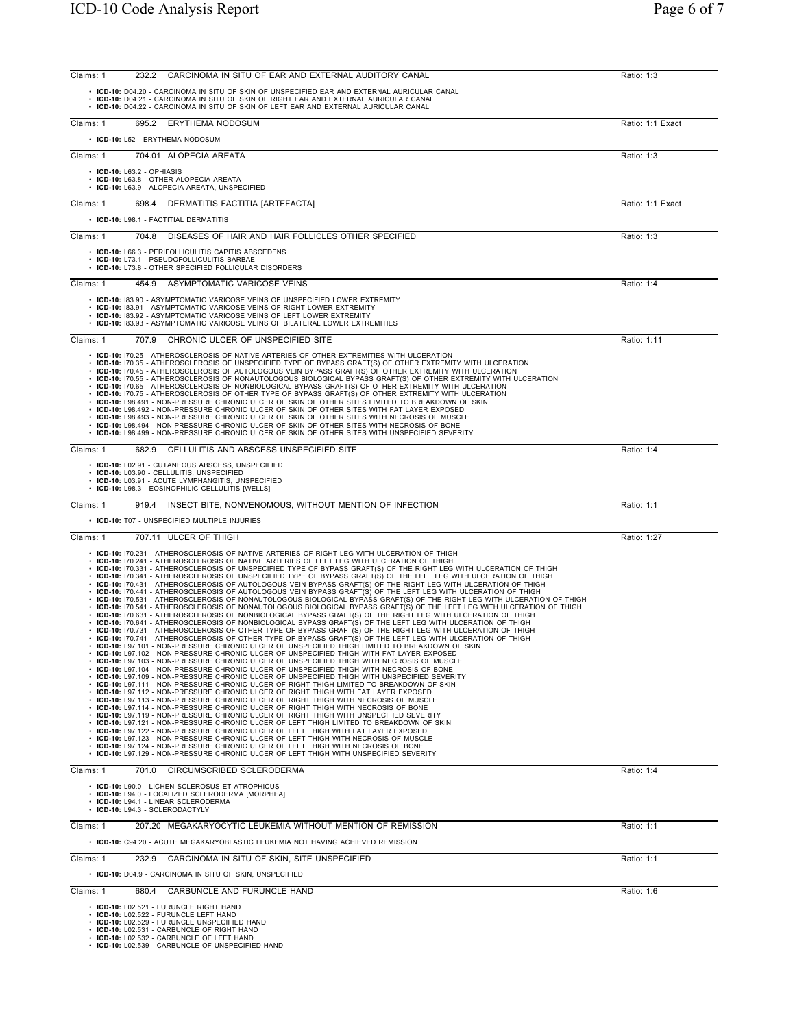Claims: 1 232.2 CARCINOMA IN SITU OF EAR AND EXTERNAL AUDITORY CANAL Ratio: 1:3

- **ICD-10:** D04.20 - CARCINOMA IN SITU OF SKIN OF UNSPECIFIED EAR AND EXTERNAL AURICULAR CANAL
- **ICD-10:** D04.21 - CARCINOMA IN SITU OF SKIN OF RIGHT EAR AND EXTERNAL AURICULAR CANAL
- **ICD-10:** D04.22 - CARCINOMA IN SITU OF SKIN OF LEFT EAR AND EXTERNAL AURICULAR CANAL

Claims: 1 695.2 ERYTHEMA NODOSUM Ratio: 1:1 Exact

- **ICD-10:** L52 - ERYTHEMA NODOSUM

Claims: 1 704.01 ALOPECIA AREATA Ratio: 1:3

- **ICD-10:** L63.2 - OPHIASIS
- **ICD-10:** L63.8 - OTHER ALOPECIA AREATA
- **ICD-10:** L63.9 - ALOPECIA AREATA, UNSPECIFIED

Claims: 1 698.4 DERMATITIS FACTITIA [ARTEFACTA] Ratio: 1:1 Exact

- **ICD-10:** L98.1 - FACTITIAL DERMATITIS

Claims: 1 704.8 DISEASES OF HAIR AND HAIR FOLLICLES OTHER SPECIFIED Ratio: 1:3

- **ICD-10:** L66.3 - PERIFOLLICULITIS CAPITIS ABSCEDENS
- **ICD-10:** L73.1 - PSEUDOFOLLICULITIS BARBAE
- **ICD-10:** L73.8 - OTHER SPECIFIED FOLLICULAR DISORDERS

Claims: 1 454.9 ASYMPTOMATIC VARICOSE VEINS Ratio: 1:4

- **ICD-10:** I83.90 - ASYMPTOMATIC VARICOSE VEINS OF UNSPECIFIED LOWER EXTREMITY
- **ICD-10:** I83.91 - ASYMPTOMATIC VARICOSE VEINS OF RIGHT LOWER EXTREMITY
- **ICD-10:** I83.92 - ASYMPTOMATIC VARICOSE VEINS OF LEFT LOWER EXTREMITY
- **ICD-10:** I83.93 - ASYMPTOMATIC VARICOSE VEINS OF BILATERAL LOWER EXTREMITIES

Claims: 1 707.9 CHRONIC ULCER OF UNSPECIFIED SITE Ratio: 1:11

- **ICD-10:** I70.25 - ATHEROSCLEROSIS OF NATIVE ARTERIES OF OTHER EXTREMITIES WITH ULCERATION
- **ICD-10:** I70.35 - ATHEROSCLEROSIS OF UNSPECIFIED TYPE OF BYPASS GRAFT(S) OF OTHER EXTREMITY WITH ULCERATION
- **ICD-10:** I70.45 - ATHEROSCLEROSIS OF AUTOLOGOUS VEIN BYPASS GRAFT(S) OF OTHER EXTREMITY WITH ULCERATION
- **ICD-10:** I70.55 - ATHEROSCLEROSIS OF NONAUTOLOGOUS BIOLOGICAL BYPASS GRAFT(S) OF OTHER EXTREMITY WITH ULCERATION
- **ICD-10:** I70.65 - ATHEROSCLEROSIS OF NONBIOLOGICAL BYPASS GRAFT(S) OF OTHER EXTREMITY WITH ULCERATION
- **ICD-10:** I70.75 - ATHEROSCLEROSIS OF OTHER TYPE OF BYPASS GRAFT(S) OF OTHER EXTREMITY WITH ULCERATION
- **ICD-10:** L98.491 - NON-PRESSURE CHRONIC ULCER OF SKIN OF OTHER SITES LIMITED TO BREAKDOWN OF SKIN
- **ICD-10:** L98.492 - NON-PRESSURE CHRONIC ULCER OF SKIN OF OTHER SITES WITH FAT LAYER EXPOSED
- **ICD-10:** L98.493 - NON-PRESSURE CHRONIC ULCER OF SKIN OF OTHER SITES WITH NECROSIS OF MUSCLE
- **ICD-10:** L98.494 - NON-PRESSURE CHRONIC ULCER OF SKIN OF OTHER SITES WITH NECROSIS OF BONE
- **ICD-10:** L98.499 - NON-PRESSURE CHRONIC ULCER OF SKIN OF OTHER SITES WITH UNSPECIFIED SEVERITY

Claims: 1 682.9 CELLULITIS AND ABSCESS UNSPECIFIED SITE Ratio: 1:4

- **ICD-10:** L02.91 - CUTANEOUS ABSCESS, UNSPECIFIED
- **ICD-10:** L03.90 - CELLULITIS, UNSPECIFIED
- **ICD-10:** L03.91 - ACUTE LYMPHANGITIS, UNSPECIFIED
- **ICD-10:** L98.3 - EOSINOPHILIC CELLULITIS [WELLS]

Claims: 1 919.4 INSECT BITE, NONVENOMOUS, WITHOUT MENTION OF INFECTION Ratio: 1:1

- **ICD-10:** T07 - UNSPECIFIED MULTIPLE INJURIES

Claims: 1 707.11 ULCER OF THIGH Ratio: 1:27

- **ICD-10:** I70.231 - ATHEROSCLEROSIS OF NATIVE ARTERIES OF RIGHT LEG WITH ULCERATION OF THIGH
- **ICD-10:** I70.241 - ATHEROSCLEROSIS OF NATIVE ARTERIES OF LEFT LEG WITH ULCERATION OF THIGH
- **ICD-10:** I70.331 - ATHEROSCLEROSIS OF UNSPECIFIED TYPE OF BYPASS GRAFT(S) OF THE RIGHT LEG WITH ULCERATION OF THIGH
- **ICD-10:** I70.341 - ATHEROSCLEROSIS OF UNSPECIFIED TYPE OF BYPASS GRAFT(S) OF THE LEFT LEG WITH ULCERATION OF THIGH
- **ICD-10:** I70.431 - ATHEROSCLEROSIS OF AUTOLOGOUS VEIN BYPASS GRAFT(S) OF THE RIGHT LEG WITH ULCERATION OF THIGH
- **ICD-10:** I70.441 - ATHEROSCLEROSIS OF AUTOLOGOUS VEIN BYPASS GRAFT(S) OF THE LEFT LEG WITH ULCERATION OF THIGH
- **ICD-10:** I70.531 - ATHEROSCLEROSIS OF NONAUTOLOGOUS BIOLOGICAL BYPASS GRAFT(S) OF THE RIGHT LEG WITH ULCERATION OF THIGH
- **ICD-10:** I70.541 - ATHEROSCLEROSIS OF NONAUTOLOGOUS BIOLOGICAL BYPASS GRAFT(S) OF THE LEFT LEG WITH ULCERATION OF THIGH
- **ICD-10:** I70.631 - ATHEROSCLEROSIS OF NONBIOLOGICAL BYPASS GRAFT(S) OF THE RIGHT LEG WITH ULCERATION OF THIGH
- **ICD-10:** I70.641 - ATHEROSCLEROSIS OF NONBIOLOGICAL BYPASS GRAFT(S) OF THE LEFT LEG WITH ULCERATION OF THIGH
- **ICD-10:** I70.731 - ATHEROSCLEROSIS OF OTHER TYPE OF BYPASS GRAFT(S) OF THE RIGHT LEG WITH ULCERATION OF THIGH
- **ICD-10:** I70.741 - ATHEROSCLEROSIS OF OTHER TYPE OF BYPASS GRAFT(S) OF THE LEFT LEG WITH ULCERATION OF THIGH
- **ICD-10:** L97.101 - NON-PRESSURE CHRONIC ULCER OF UNSPECIFIED THIGH LIMITED TO BREAKDOWN OF SKIN
- **ICD-10:** L97.102 - NON-PRESSURE CHRONIC ULCER OF UNSPECIFIED THIGH WITH FAT LAYER EXPOSED
- **ICD-10:** L97.103 - NON-PRESSURE CHRONIC ULCER OF UNSPECIFIED THIGH WITH NECROSIS OF MUSCLE
- **ICD-10:** L97.104 - NON-PRESSURE CHRONIC ULCER OF UNSPECIFIED THIGH WITH NECROSIS OF BONE
- **ICD-10:** L97.109 - NON-PRESSURE CHRONIC ULCER OF UNSPECIFIED THIGH WITH UNSPECIFIED SEVERITY
- **ICD-10:** L97.111 - NON-PRESSURE CHRONIC ULCER OF RIGHT THIGH LIMITED TO BREAKDOWN OF SKIN
- **ICD-10:** L97.112 - NON-PRESSURE CHRONIC ULCER OF RIGHT THIGH WITH FAT LAYER EXPOSED
- **ICD-10:** L97.113 - NON-PRESSURE CHRONIC ULCER OF RIGHT THIGH WITH NECROSIS OF MUSCLE
- **ICD-10:** L97.114 - NON-PRESSURE CHRONIC ULCER OF RIGHT THIGH WITH NECROSIS OF BONE
- **ICD-10:** L97.119 - NON-PRESSURE CHRONIC ULCER OF RIGHT THIGH WITH UNSPECIFIED SEVERITY
- **ICD-10:** L97.121 - NON-PRESSURE CHRONIC ULCER OF LEFT THIGH LIMITED TO BREAKDOWN OF SKIN
- **ICD-10:** L97.122 - NON-PRESSURE CHRONIC ULCER OF LEFT THIGH WITH FAT LAYER EXPOSED
- **ICD-10:** L97.123 - NON-PRESSURE CHRONIC ULCER OF LEFT THIGH WITH NECROSIS OF MUSCLE
- **ICD-10:** L97.124 - NON-PRESSURE CHRONIC ULCER OF LEFT THIGH WITH NECROSIS OF BONE
- **ICD-10:** L97.129 - NON-PRESSURE CHRONIC ULCER OF LEFT THIGH WITH UNSPECIFIED SEVERITY

Claims: 1 701.0 CIRCUMSCRIBED SCLERODERMA Ratio: 1:4

- **ICD-10:** L90.0 - LICHEN SCLEROSUS ET ATROPHICUS
- **ICD-10:** L94.0 - LOCALIZED SCLERODERMA [MORPHEA]
- **ICD-10:** L94.1 - LINEAR SCLERODERMA
- **ICD-10:** L94.3 - SCLERODACTYLY

Claims: 1 207.20 MEGAKARYOCYTIC LEUKEMIA WITHOUT MENTION OF REMISSION Ratio: 1:1

- **ICD-10:** C94.20 - ACUTE MEGAKARYOBLASTIC LEUKEMIA NOT HAVING ACHIEVED REMISSION

Claims: 1 232.9 CARCINOMA IN SITU OF SKIN, SITE UNSPECIFIED Ratio: 1:1

- **ICD-10:** D04.9 - CARCINOMA IN SITU OF SKIN, UNSPECIFIED

Claims: 1 680.4 CARBUNCLE AND FURUNCLE HAND Ratio: 1:6

- **ICD-10:** L02.521 - FURUNCLE RIGHT HAND
- **ICD-10:** L02.522 - FURUNCLE LEFT HAND
- **ICD-10:** L02.529 - FURUNCLE UNSPECIFIED HAND
- **ICD-10:** L02.531 - CARBUNCLE OF RIGHT HAND
- **ICD-10:** L02.532 - CARBUNCLE OF LEFT HAND
- **ICD-10:** L02.539 - CARBUNCLE OF UNSPECIFIED HAND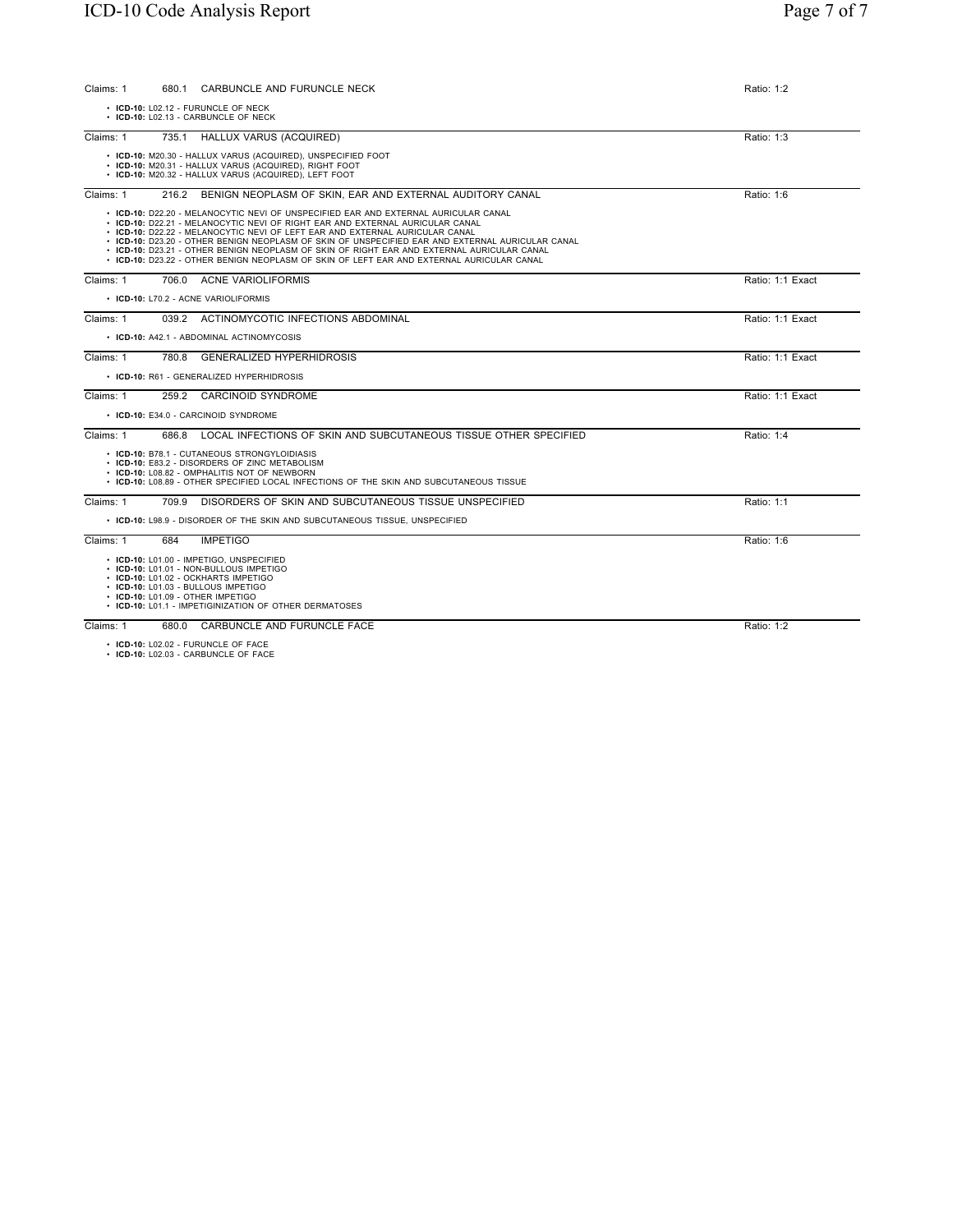Claims: 1 680.1 CARBUNCLE AND FURUNCLE NECK Ratio: 1:2

- **ICD-10:** L02.12 - FURUNCLE OF NECK
- **ICD-10:** L02.13 - CARBUNCLE OF NECK

Claims: 1 735.1 HALLUX VARUS (ACQUIRED) Ratio: 1:3

- **ICD-10:** M20.30 - HALLUX VARUS (ACQUIRED), UNSPECIFIED FOOT
- **ICD-10:** M20.31 - HALLUX VARUS (ACQUIRED), RIGHT FOOT
- **ICD-10:** M20.32 - HALLUX VARUS (ACQUIRED), LEFT FOOT

Claims: 1 216.2 BENIGN NEOPLASM OF SKIN, EAR AND EXTERNAL AUDITORY CANAL Ratio: 1:6

- **ICD-10:** D22.20 - MELANOCYTIC NEVI OF UNSPECIFIED EAR AND EXTERNAL AURICULAR CANAL
- **ICD-10:** D22.21 - MELANOCYTIC NEVI OF RIGHT EAR AND EXTERNAL AURICULAR CANAL
- **ICD-10:** D22.22 - MELANOCYTIC NEVI OF LEFT EAR AND EXTERNAL AURICULAR CANAL
- **ICD-10:** D23.20 - OTHER BENIGN NEOPLASM OF SKIN OF UNSPECIFIED EAR AND EXTERNAL AURICULAR CANAL
- **ICD-10:** D23.21 - OTHER BENIGN NEOPLASM OF SKIN OF RIGHT EAR AND EXTERNAL AURICULAR CANAL
- **ICD-10:** D23.22 - OTHER BENIGN NEOPLASM OF SKIN OF LEFT EAR AND EXTERNAL AURICULAR CANAL

Claims: 1 706.0 ACNE VARIOLIFORMIS Ratio: 1:1 Exact

- **ICD-10:** L70.2 - ACNE VARIOLIFORMIS

Claims: 1 039.2 ACTINOMYCOTIC INFECTIONS ABDOMINAL Ratio: 1:1 Exact

- **ICD-10:** A42.1 - ABDOMINAL ACTINOMYCOSIS

Claims: 1 780.8 GENERALIZED HYPERHIDROSIS Ratio: 1:1 Exact

- **ICD-10:** R61 - GENERALIZED HYPERHIDROSIS

Claims: 1 259.2 CARCINOID SYNDROME Ratio: 1:1 Exact

- **ICD-10:** E34.0 - CARCINOID SYNDROME

Claims: 1 686.8 LOCAL INFECTIONS OF SKIN AND SUBCUTANEOUS TISSUE OTHER SPECIFIED Ratio: 1:4

- **ICD-10:** B78.1 - CUTANEOUS STRONGYLOIDIASIS
- **ICD-10:** E83.2 - DISORDERS OF ZINC METABOLISM
- **ICD-10:** L08.82 - OMPHALITIS NOT OF NEWBORN
- **ICD-10:** L08.89 - OTHER SPECIFIED LOCAL INFECTIONS OF THE SKIN AND SUBCUTANEOUS TISSUE

Claims: 1 709.9 DISORDERS OF SKIN AND SUBCUTANEOUS TISSUE UNSPECIFIED Ratio: 1:1

- **ICD-10:** L98.9 - DISORDER OF THE SKIN AND SUBCUTANEOUS TISSUE, UNSPECIFIED

Claims: 1 684 IMPETIGO Ratio: 1:6

- **ICD-10:** L01.00 - IMPETIGO, UNSPECIFIED
- **ICD-10:** L01.01 - NON-BULLOUS IMPETIGO
- **ICD-10:** L01.02 - OCKHARTS IMPETIGO
- **ICD-10:** L01.03 - BULLOUS IMPETIGO
- **ICD-10:** L01.09 - OTHER IMPETIGO
- **ICD-10:** L01.1 - IMPETIGINIZATION OF OTHER DERMATOSES

Claims: 1 680.0 CARBUNCLE AND FURUNCLE FACE Ratio: 1:2

- **ICD-10:** L02.02 - FURUNCLE OF FACE
- **ICD-10:** L02.03 - CARBUNCLE OF FACE